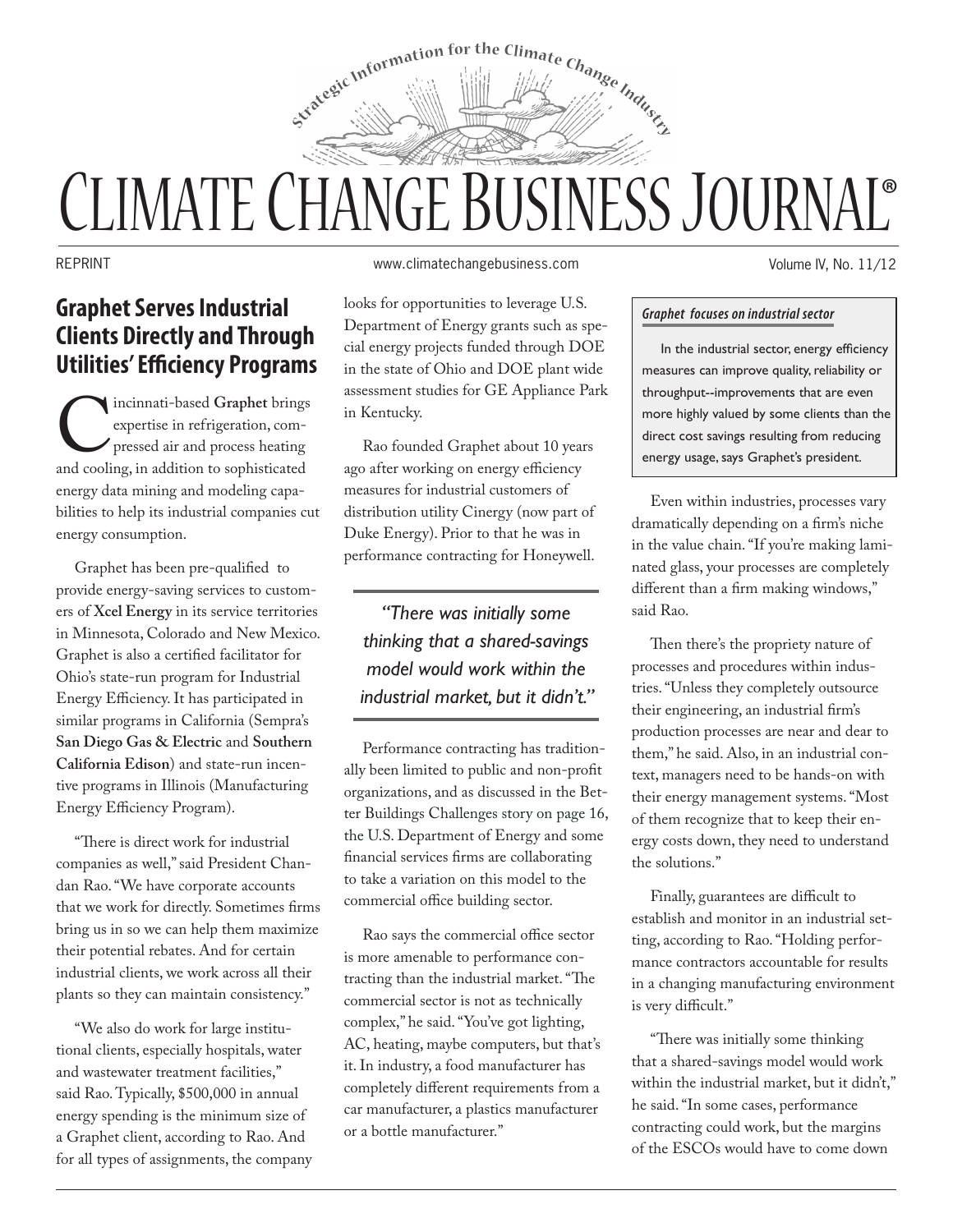# Climate Change Business Journal®

*Strategic Information for the Climate Change Industry*

REPRINT www.climatechangebusiness.com Volume IV, No. 11/12

## Graphet Serves Industrial Clients Directly and Through Utilities' Efficiency Programs

Cincinnati-based **Graphet** brings expertise in refrigeration, compressed air and process heating and cooling, in addition to sophisticated energy data mining and modeling capabilities to help its industrial companies cut energy consumption.

Graphet has been pre-qualified to provide energy-saving services to customers of **Xcel Energy** in its service territories in Minnesota, Colorado and New Mexico. Graphet is also a certified facilitator for Ohio's state-run program for Industrial Energy Efficiency. It has participated in similar programs in California (Sempra's **San Diego Gas & Electric** and **Southern California Edison**) and state-run incentive programs in Illinois (Manufacturing Energy Efficiency Program).

"There is direct work for industrial companies as well," said President Chandan Rao. "We have corporate accounts that we work for directly. Sometimes firms bring us in so we can help them maximize their potential rebates. And for certain industrial clients, we work across all their plants so they can maintain consistency."

"We also do work for large institutional clients, especially hospitals, water and wastewater treatment facilities," said Rao. Typically, $500,000 in annual energy spending is the minimum size of a Graphet client, according to Rao. And for all types of assignments, the company looks for opportunities to leverage U.S. Department of Energy grants such as special energy projects funded through DOE in the state of Ohio and DOE plant wide assessment studies for GE Appliance Park in Kentucky.

Rao founded Graphet about 10 years ago after working on energy efficiency measures for industrial customers of distribution utility Cinergy (now part of Duke Energy). Prior to that he was in performance contracting for Honeywell.

> *"There was initially some thinking that a shared-savings model would work within the industrial market, but it didn't."*

Performance contracting has traditionally been limited to public and non-profit organizations, and as discussed in the Better Buildings Challenges story on page 16, the U.S. Department of Energy and some financial services firms are collaborating to take a variation on this model to the commercial office building sector.

Rao says the commercial office sector is more amenable to performance contracting than the industrial market. "The commercial sector is not as technically complex," he said. "You've got lighting, AC, heating, maybe computers, but that's it. In industry, a food manufacturer has completely different requirements from a car manufacturer, a plastics manufacturer or a bottle manufacturer."

> ***Graphet focuses on industrial sector***
>
> In the industrial sector, energy efficiency measures can improve quality, reliability or throughput--improvements that are even more highly valued by some clients than the direct cost savings resulting from reducing energy usage, says Graphet's president.

Even within industries, processes vary dramatically depending on a firm's niche in the value chain. "If you're making laminated glass, your processes are completely different than a firm making windows," said Rao.

Then there's the propriety nature of processes and procedures within industries. "Unless they completely outsource their engineering, an industrial firm's production processes are near and dear to them," he said. Also, in an industrial context, managers need to be hands-on with their energy management systems. "Most of them recognize that to keep their energy costs down, they need to understand the solutions."

Finally, guarantees are difficult to establish and monitor in an industrial setting, according to Rao. "Holding performance contractors accountable for results in a changing manufacturing environment is very difficult."

"There was initially some thinking that a shared-savings model would work within the industrial market, but it didn't," he said. "In some cases, performance contracting could work, but the margins of the ESCOs would have to come down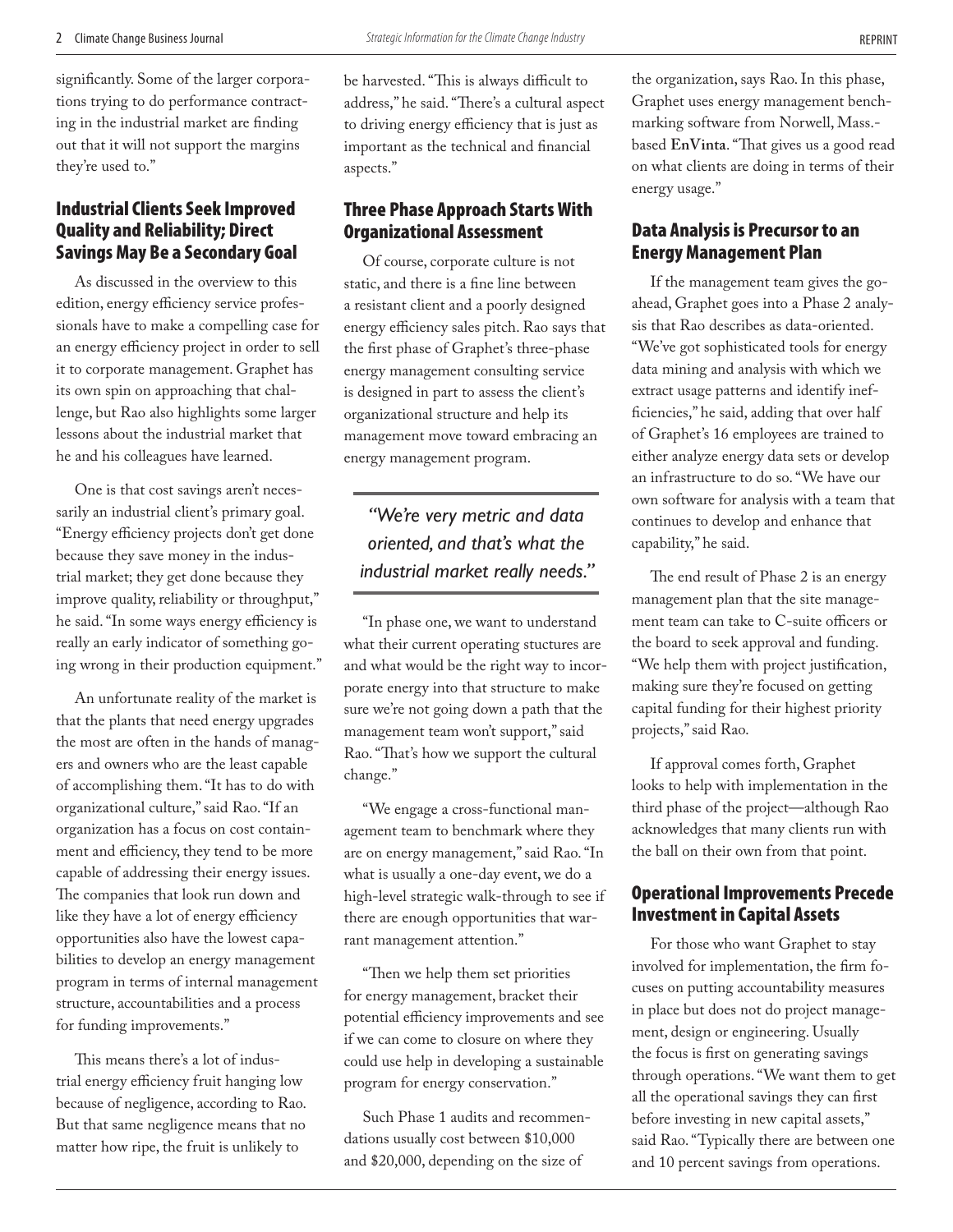significantly. Some of the larger corporations trying to do performance contracting in the industrial market are finding out that it will not support the margins they're used to."

## Industrial Clients Seek Improved Quality and Reliability; Direct Savings May Be a Secondary Goal

As discussed in the overview to this edition, energy efficiency service professionals have to make a compelling case for an energy efficiency project in order to sell it to corporate management. Graphet has its own spin on approaching that challenge, but Rao also highlights some larger lessons about the industrial market that he and his colleagues have learned.

One is that cost savings aren't necessarily an industrial client's primary goal. "Energy efficiency projects don't get done because they save money in the industrial market; they get done because they improve quality, reliability or throughput," he said. "In some ways energy efficiency is really an early indicator of something going wrong in their production equipment."

An unfortunate reality of the market is that the plants that need energy upgrades the most are often in the hands of managers and owners who are the least capable of accomplishing them. "It has to do with organizational culture," said Rao. "If an organization has a focus on cost containment and efficiency, they tend to be more capable of addressing their energy issues. The companies that look run down and like they have a lot of energy efficiency opportunities also have the lowest capabilities to develop an energy management program in terms of internal management structure, accountabilities and a process for funding improvements."

This means there's a lot of industrial energy efficiency fruit hanging low because of negligence, according to Rao. But that same negligence means that no matter how ripe, the fruit is unlikely to be harvested. "This is always difficult to address," he said. "There's a cultural aspect to driving energy efficiency that is just as important as the technical and financial aspects."

## Three Phase Approach Starts With Organizational Assessment

Of course, corporate culture is not static, and there is a fine line between a resistant client and a poorly designed energy efficiency sales pitch. Rao says that the first phase of Graphet's three-phase energy management consulting service is designed in part to assess the client's organizational structure and help its management move toward embracing an energy management program.

> *"We're very metric and data oriented, and that's what the industrial market really needs."*

"In phase one, we want to understand what their current operating stuctures are and what would be the right way to incorporate energy into that structure to make sure we're not going down a path that the management team won't support," said Rao. "That's how we support the cultural change."

"We engage a cross-functional management team to benchmark where they are on energy management," said Rao. "In what is usually a one-day event, we do a high-level strategic walk-through to see if there are enough opportunities that warrant management attention."

"Then we help them set priorities for energy management, bracket their potential efficiency improvements and see if we can come to closure on where they could use help in developing a sustainable program for energy conservation."

Such Phase 1 audits and recommendations usually cost between \$10,000 and \$20,000, depending on the size of the organization, says Rao. In this phase, Graphet uses energy management benchmarking software from Norwell, Mass.-based **EnVinta**. "That gives us a good read on what clients are doing in terms of their energy usage."

## Data Analysis is Precursor to an Energy Management Plan

If the management team gives the go-ahead, Graphet goes into a Phase 2 analysis that Rao describes as data-oriented. "We've got sophisticated tools for energy data mining and analysis with which we extract usage patterns and identify inefficiencies," he said, adding that over half of Graphet's 16 employees are trained to either analyze energy data sets or develop an infrastructure to do so. "We have our own software for analysis with a team that continues to develop and enhance that capability," he said.

The end result of Phase 2 is an energy management plan that the site management team can take to C-suite officers or the board to seek approval and funding. "We help them with project justification, making sure they're focused on getting capital funding for their highest priority projects," said Rao.

If approval comes forth, Graphet looks to help with implementation in the third phase of the project—although Rao acknowledges that many clients run with the ball on their own from that point.

## Operational Improvements Precede Investment in Capital Assets

For those who want Graphet to stay involved for implementation, the firm focuses on putting accountability measures in place but does not do project management, design or engineering. Usually the focus is first on generating savings through operations. "We want them to get all the operational savings they can first before investing in new capital assets," said Rao. "Typically there are between one and 10 percent savings from operations.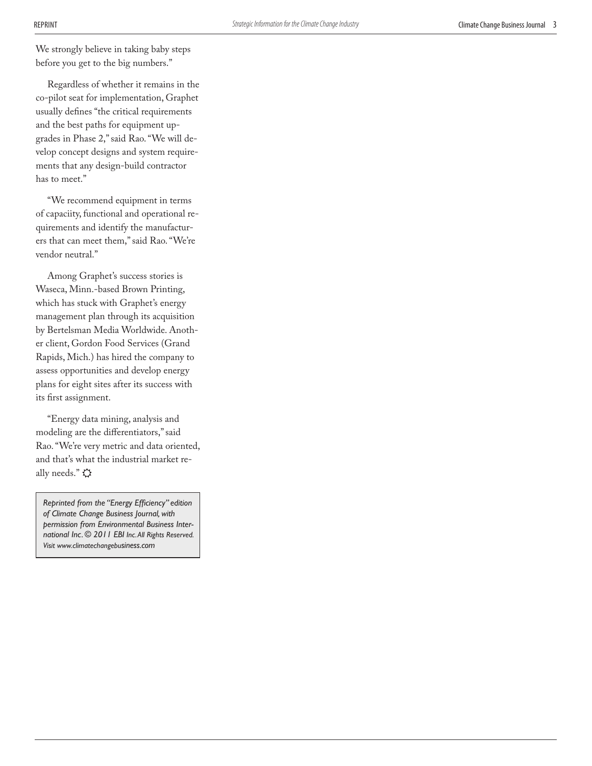We strongly believe in taking baby steps before you get to the big numbers."

Regardless of whether it remains in the co-pilot seat for implementation, Graphet usually defines "the critical requirements and the best paths for equipment upgrades in Phase 2," said Rao. "We will develop concept designs and system requirements that any design-build contractor has to meet."

"We recommend equipment in terms of capaciity, functional and operational requirements and identify the manufacturers that can meet them," said Rao. "We're vendor neutral."

Among Graphet's success stories is Waseca, Minn.-based Brown Printing, which has stuck with Graphet's energy management plan through its acquisition by Bertelsman Media Worldwide. Another client, Gordon Food Services (Grand Rapids, Mich.) has hired the company to assess opportunities and develop energy plans for eight sites after its success with its first assignment.

"Energy data mining, analysis and modeling are the differentiators," said Rao. "We're very metric and data oriented, and that's what the industrial market really needs." ☼

*Reprinted from the "Energy Efficiency" edition of Climate Change Business Journal, with permission from Environmental Business International Inc. © 2011 EBI Inc. All Rights Reserved. Visit www.climatechangebusiness.com*